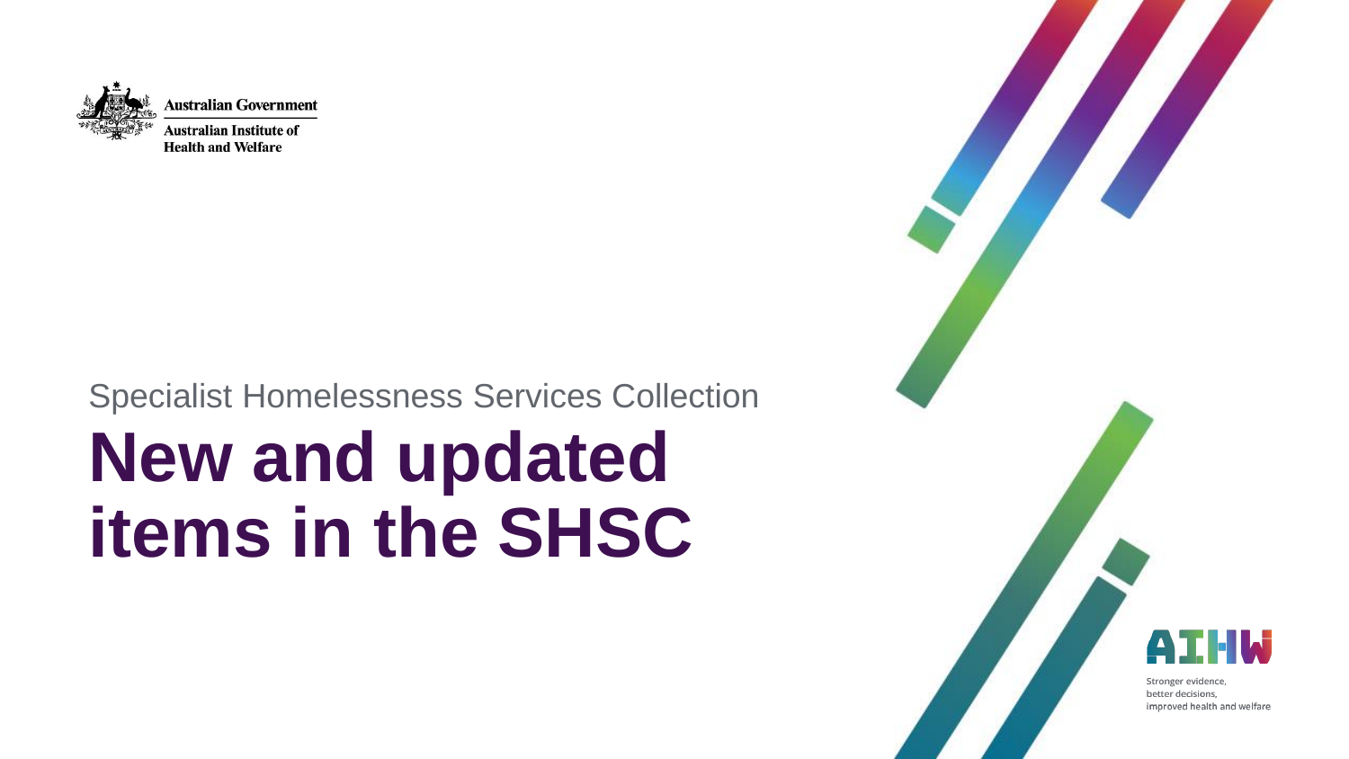Australian Government

Australian Institute of Health and Welfare

Specialist Homelessness Services Collection

# New and updated items in the SHSC

AIHW

Stronger evidence, better decisions, improved health and welfare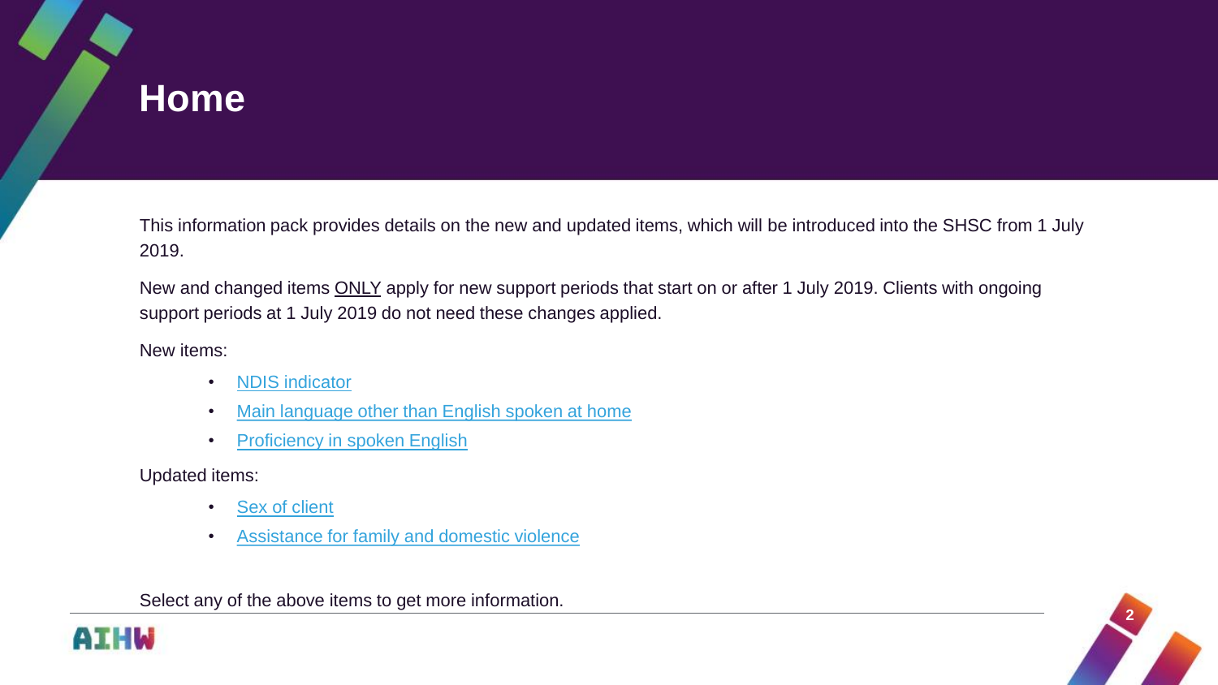# Home

This information pack provides details on the new and updated items, which will be introduced into the SHSC from 1 July 2019.

New and changed items <u>ONLY</u> apply for new support periods that start on or after 1 July 2019. Clients with ongoing support periods at 1 July 2019 do not need these changes applied.

New items:

- NDIS indicator
- Main language other than English spoken at home
- Proficiency in spoken English

Updated items:

- Sex of client
- Assistance for family and domestic violence

Select any of the above items to get more information.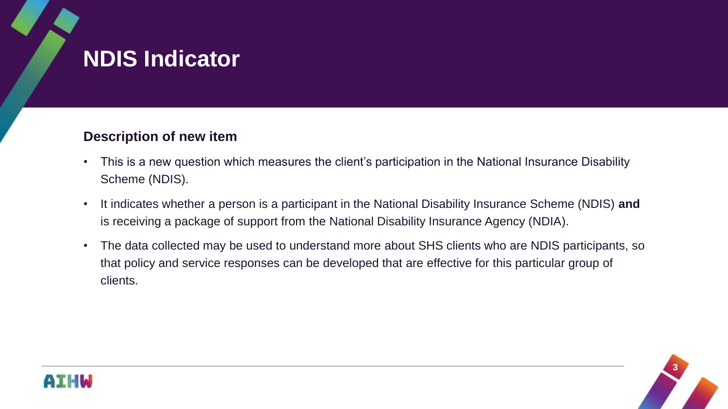# NDIS Indicator

### Description of new item

- This is a new question which measures the client's participation in the National Insurance Disability Scheme (NDIS).
- It indicates whether a person is a participant in the National Disability Insurance Scheme (NDIS) **and** is receiving a package of support from the National Disability Insurance Agency (NDIA).
- The data collected may be used to understand more about SHS clients who are NDIS participants, so that policy and service responses can be developed that are effective for this particular group of clients.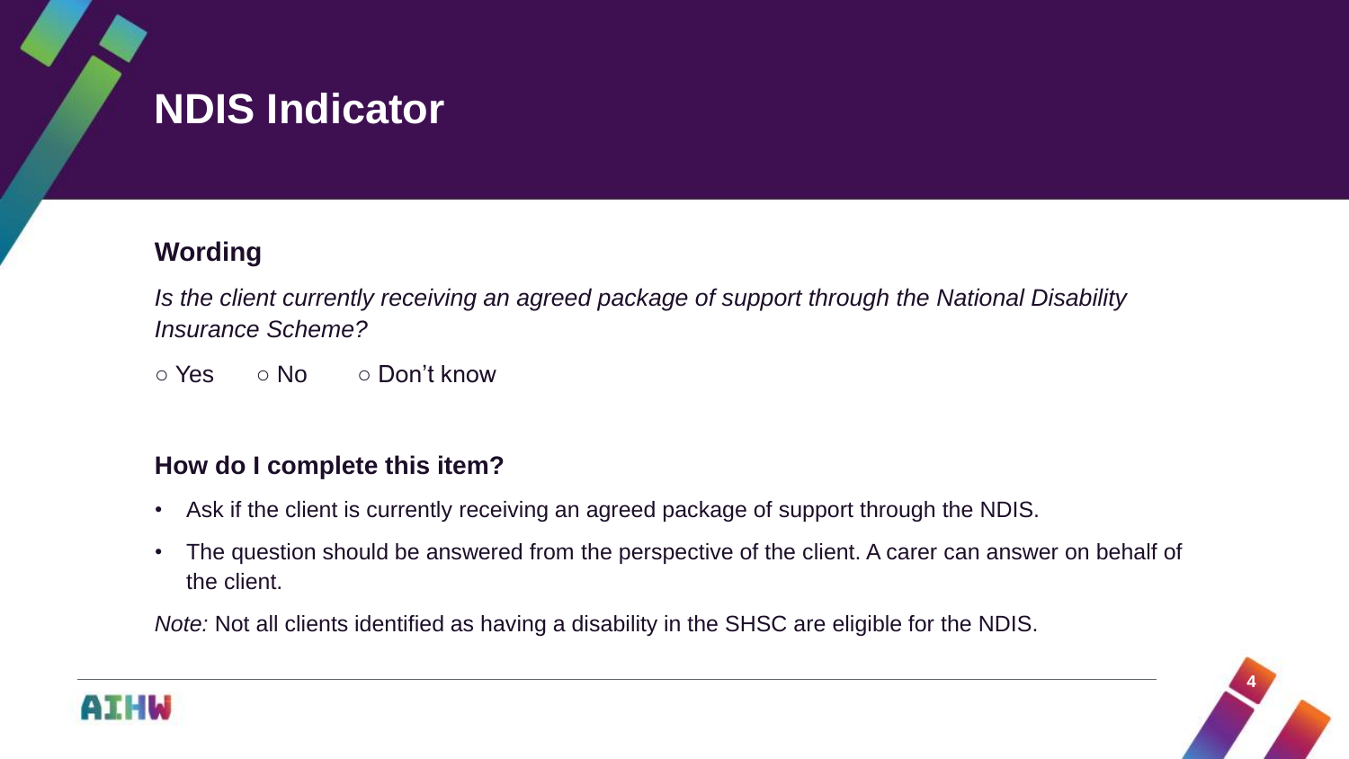# NDIS Indicator

### Wording

*Is the client currently receiving an agreed package of support through the National Disability Insurance Scheme?*

○ Yes ○ No ○ Don't know

### How do I complete this item?

- Ask if the client is currently receiving an agreed package of support through the NDIS.
- The question should be answered from the perspective of the client. A carer can answer on behalf of the client.

*Note:* Not all clients identified as having a disability in the SHSC are eligible for the NDIS.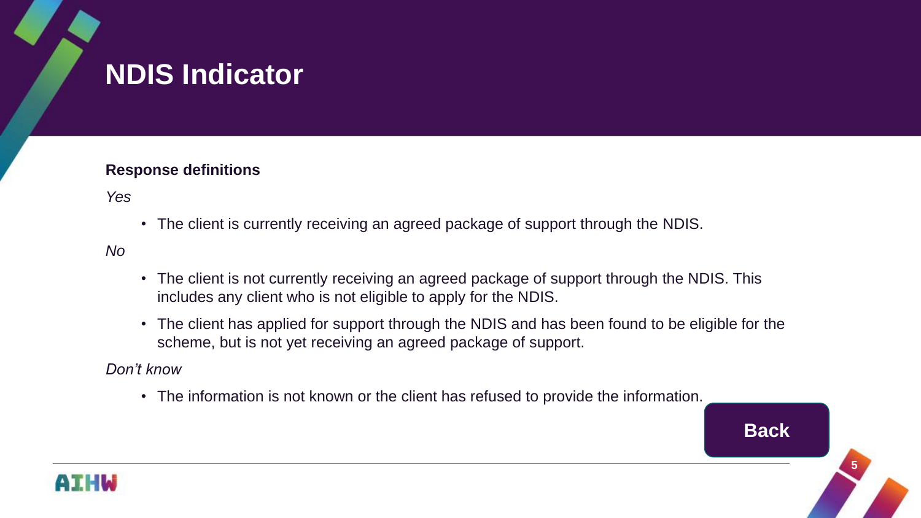# NDIS Indicator

**Response definitions**

*Yes*

- The client is currently receiving an agreed package of support through the NDIS.

*No*

- The client is not currently receiving an agreed package of support through the NDIS. This includes any client who is not eligible to apply for the NDIS.
- The client has applied for support through the NDIS and has been found to be eligible for the scheme, but is not yet receiving an agreed package of support.

*Don't know*

- The information is not known or the client has refused to provide the information.

**Back**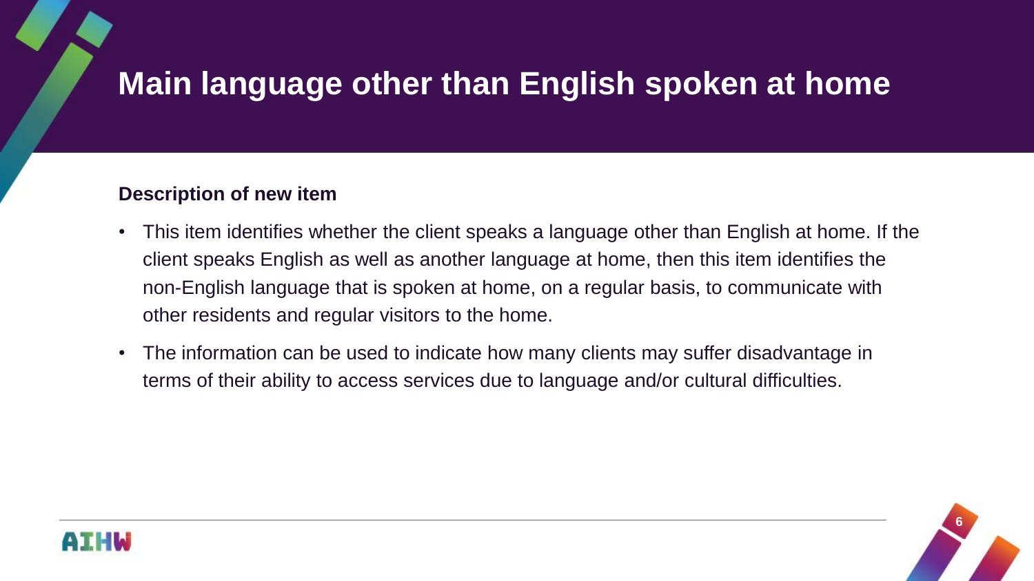# Main language other than English spoken at home

**Description of new item**

- This item identifies whether the client speaks a language other than English at home. If the client speaks English as well as another language at home, then this item identifies the non-English language that is spoken at home, on a regular basis, to communicate with other residents and regular visitors to the home.
- The information can be used to indicate how many clients may suffer disadvantage in terms of their ability to access services due to language and/or cultural difficulties.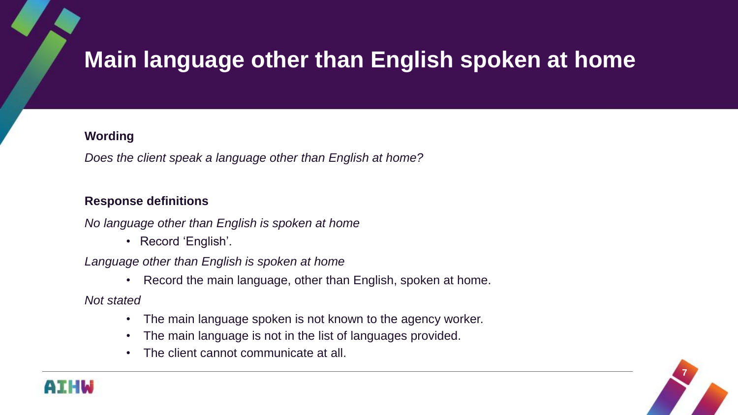# Main language other than English spoken at home

**Wording**

*Does the client speak a language other than English at home?*

**Response definitions**

*No language other than English is spoken at home*

- Record 'English'.

*Language other than English is spoken at home*

- Record the main language, other than English, spoken at home.

*Not stated*

- The main language spoken is not known to the agency worker.
- The main language is not in the list of languages provided.
- The client cannot communicate at all.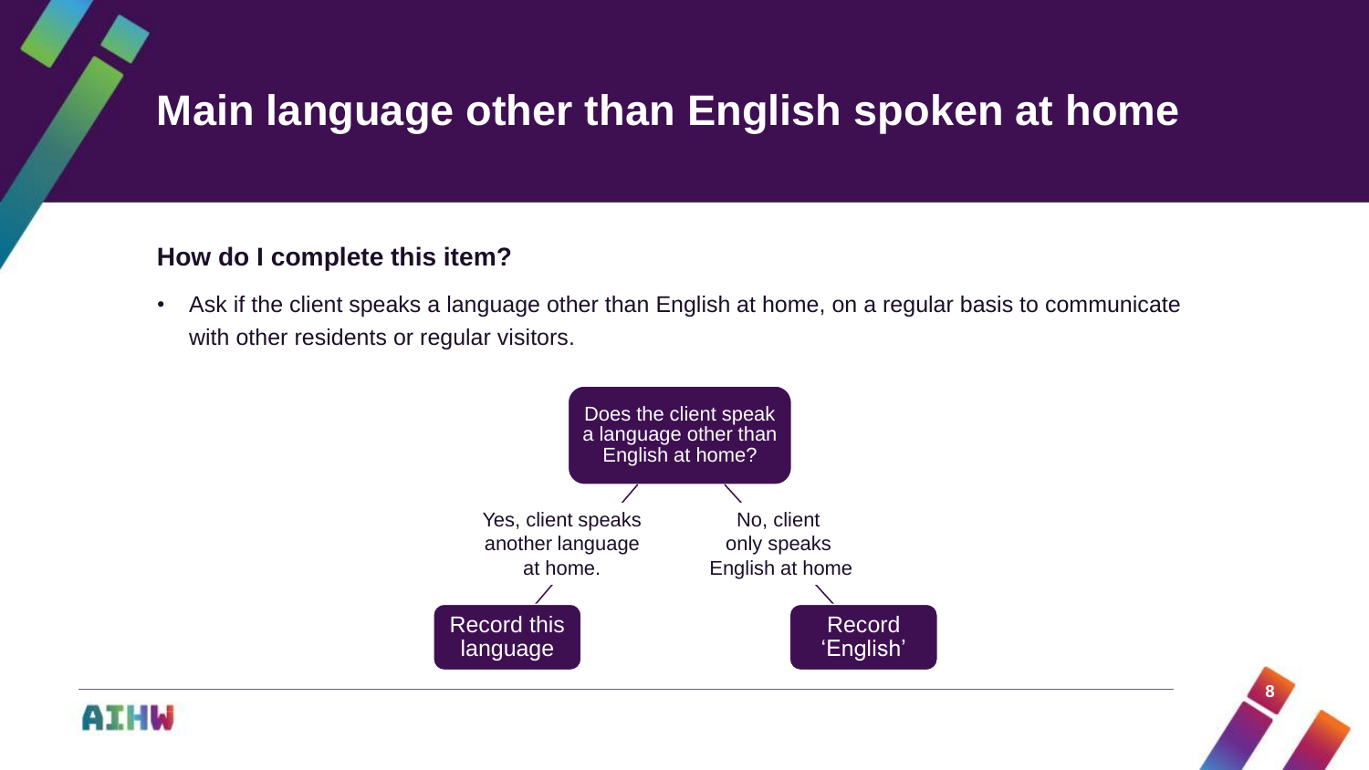# Main language other than English spoken at home

### How do I complete this item?

- Ask if the client speaks a language other than English at home, on a regular basis to communicate with other residents or regular visitors.

Does the client speak a language other than English at home?

Yes, client speaks another language at home.

Record this language

No, client only speaks English at home

Record 'English'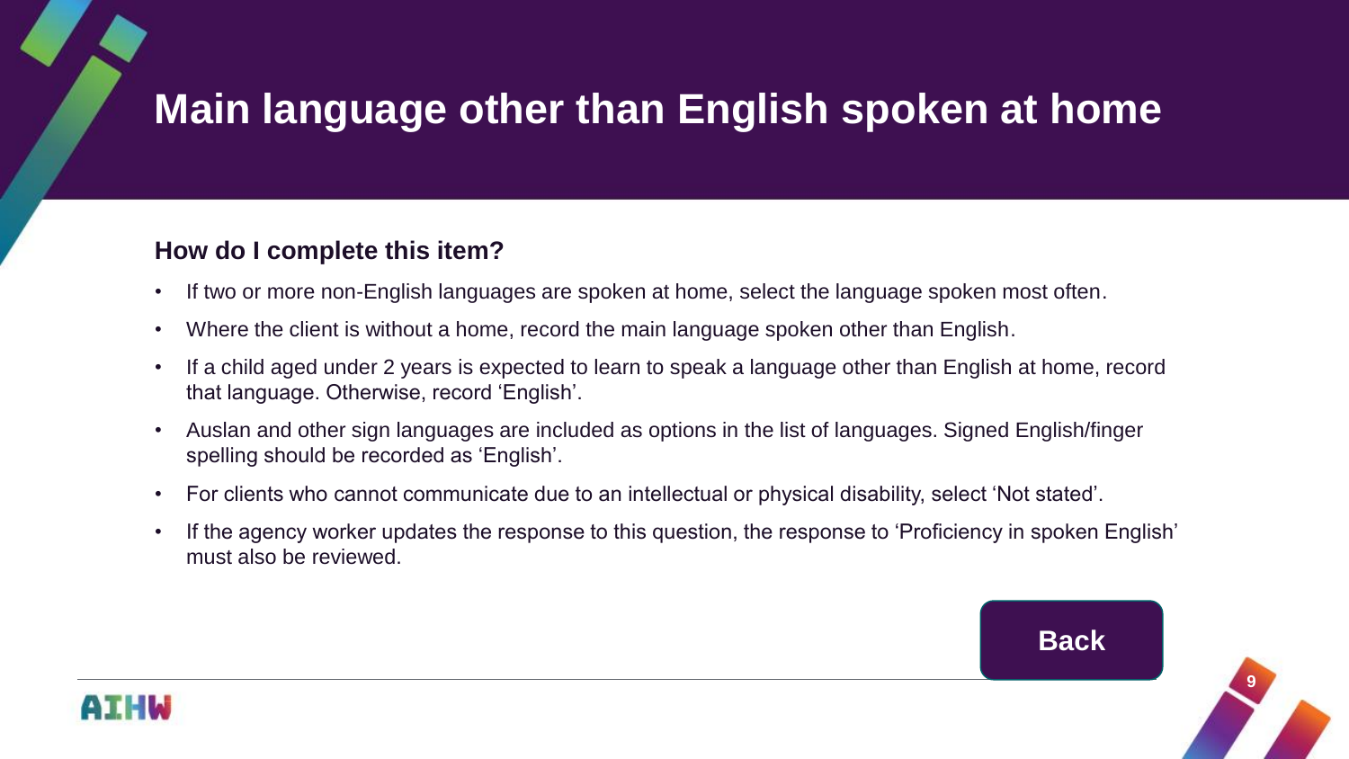# Main language other than English spoken at home

### How do I complete this item?

- If two or more non-English languages are spoken at home, select the language spoken most often.
- Where the client is without a home, record the main language spoken other than English.
- If a child aged under 2 years is expected to learn to speak a language other than English at home, record that language. Otherwise, record 'English'.
- Auslan and other sign languages are included as options in the list of languages. Signed English/finger spelling should be recorded as 'English'.
- For clients who cannot communicate due to an intellectual or physical disability, select 'Not stated'.
- If the agency worker updates the response to this question, the response to 'Proficiency in spoken English' must also be reviewed.

Back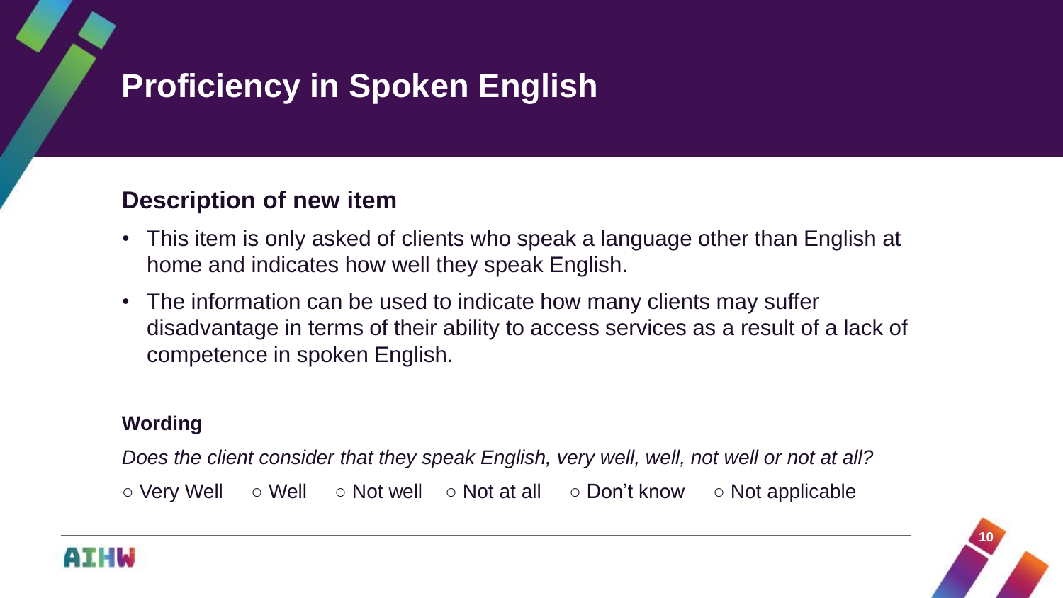# Proficiency in Spoken English

## Description of new item

- This item is only asked of clients who speak a language other than English at home and indicates how well they speak English.
- The information can be used to indicate how many clients may suffer disadvantage in terms of their ability to access services as a result of a lack of competence in spoken English.

### Wording

*Does the client consider that they speak English, very well, well, not well or not at all?*

○ Very Well ○ Well ○ Not well ○ Not at all ○ Don't know ○ Not applicable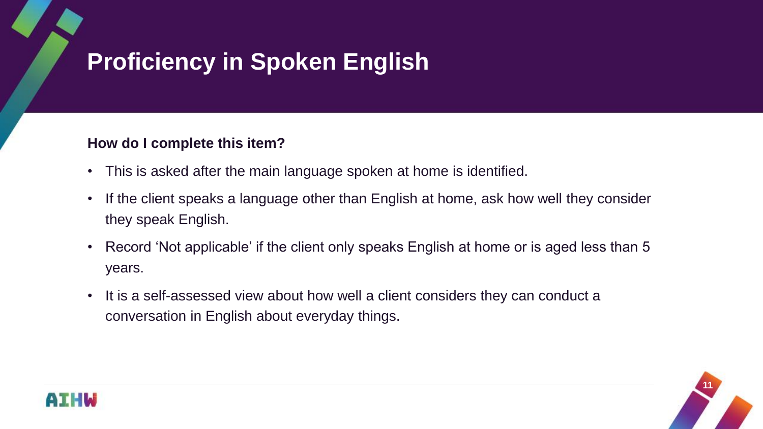# Proficiency in Spoken English

**How do I complete this item?**

- This is asked after the main language spoken at home is identified.
- If the client speaks a language other than English at home, ask how well they consider they speak English.
- Record 'Not applicable' if the client only speaks English at home or is aged less than 5 years.
- It is a self-assessed view about how well a client considers they can conduct a conversation in English about everyday things.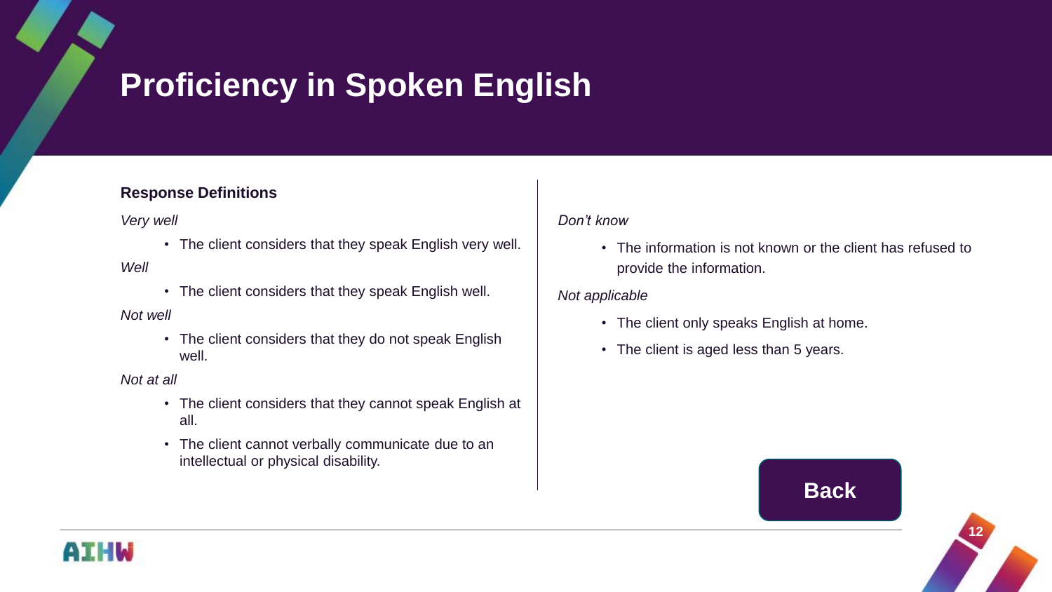# Proficiency in Spoken English

**Response Definitions**

*Very well*

- The client considers that they speak English very well.

*Well*

- The client considers that they speak English well.

*Not well*

- The client considers that they do not speak English well.

*Not at all*

- The client considers that they cannot speak English at all.
- The client cannot verbally communicate due to an intellectual or physical disability.

*Don't know*

- The information is not known or the client has refused to provide the information.

*Not applicable*

- The client only speaks English at home.
- The client is aged less than 5 years.

Back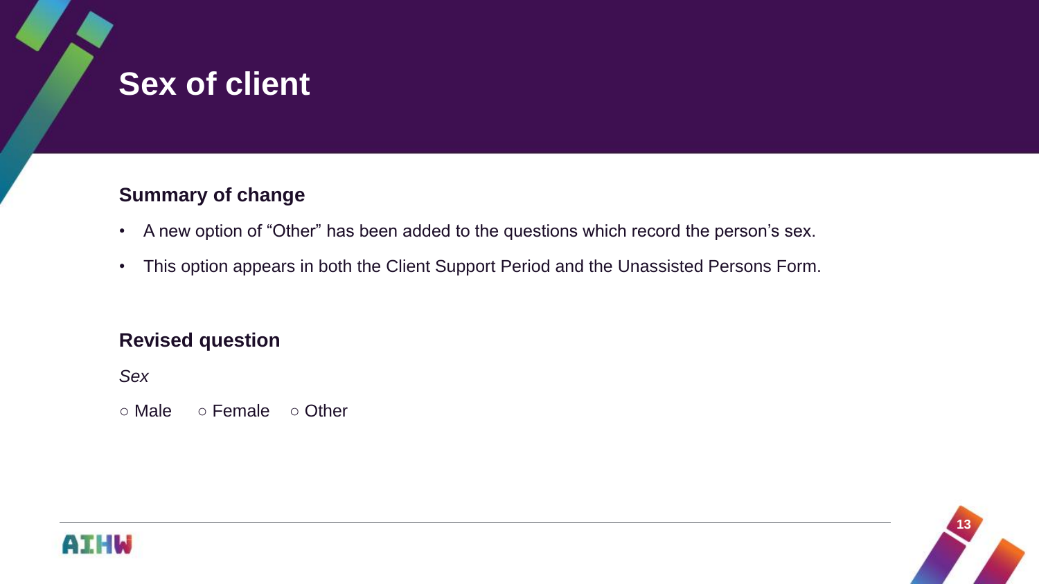# Sex of client

## Summary of change

- A new option of “Other” has been added to the questions which record the person’s sex.
- This option appears in both the Client Support Period and the Unassisted Persons Form.

## Revised question

*Sex*

○ Male ○ Female ○ Other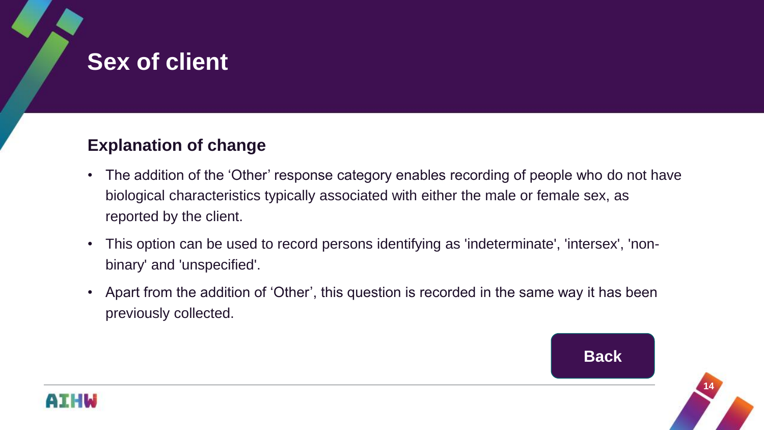# Sex of client

## Explanation of change

- The addition of the ‘Other’ response category enables recording of people who do not have biological characteristics typically associated with either the male or female sex, as reported by the client.
- This option can be used to record persons identifying as 'indeterminate', 'intersex', 'non-binary' and 'unspecified'.
- Apart from the addition of ‘Other’, this question is recorded in the same way it has been previously collected.

Back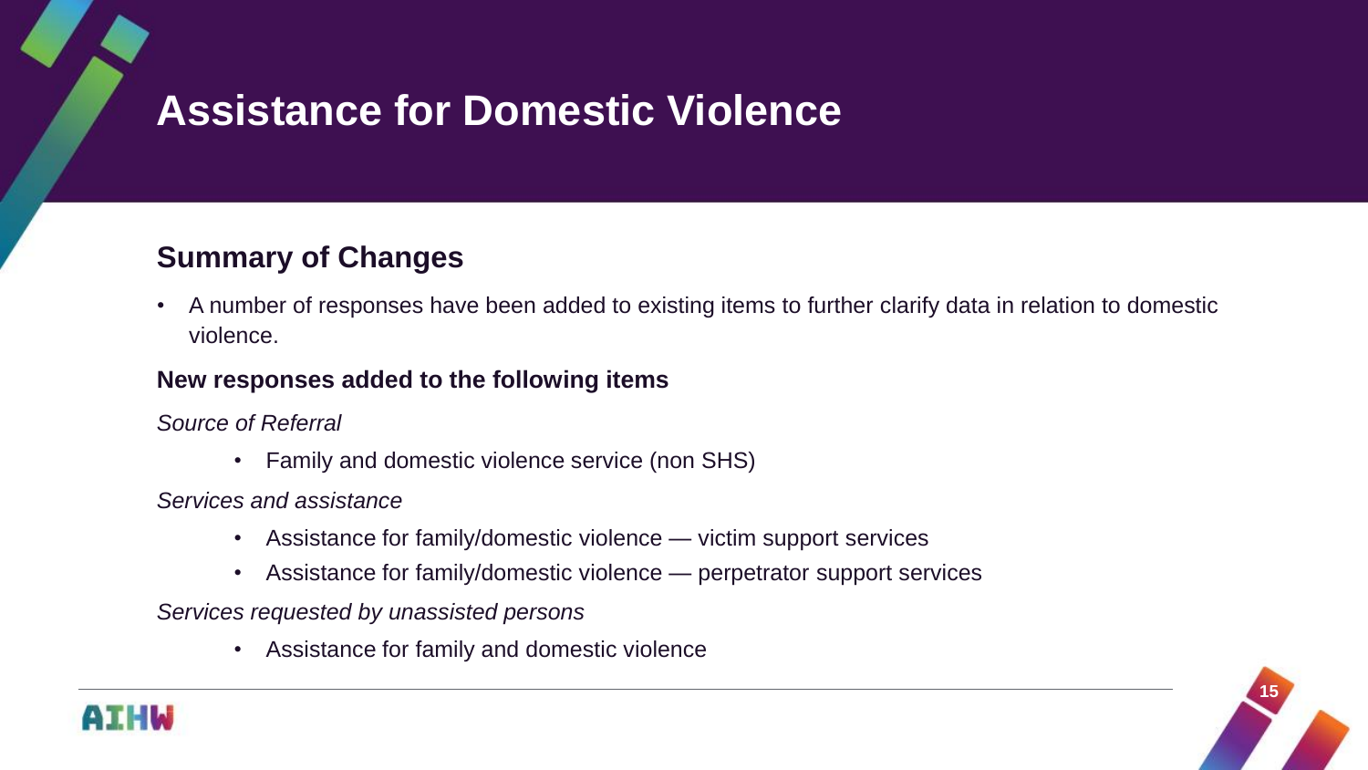# Assistance for Domestic Violence

## Summary of Changes

- A number of responses have been added to existing items to further clarify data in relation to domestic violence.

**New responses added to the following items**

*Source of Referral*

- Family and domestic violence service (non SHS)

*Services and assistance*

- Assistance for family/domestic violence — victim support services
- Assistance for family/domestic violence — perpetrator support services

*Services requested by unassisted persons*

- Assistance for family and domestic violence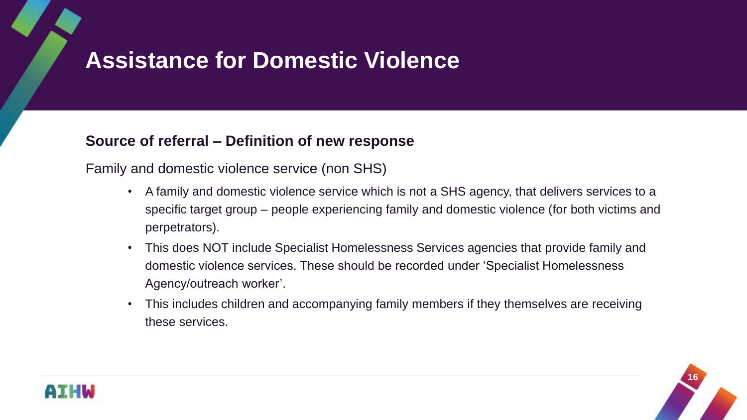# Assistance for Domestic Violence

**Source of referral – Definition of new response**

Family and domestic violence service (non SHS)

- A family and domestic violence service which is not a SHS agency, that delivers services to a specific target group – people experiencing family and domestic violence (for both victims and perpetrators).
- This does NOT include Specialist Homelessness Services agencies that provide family and domestic violence services. These should be recorded under 'Specialist Homelessness Agency/outreach worker'.
- This includes children and accompanying family members if they themselves are receiving these services.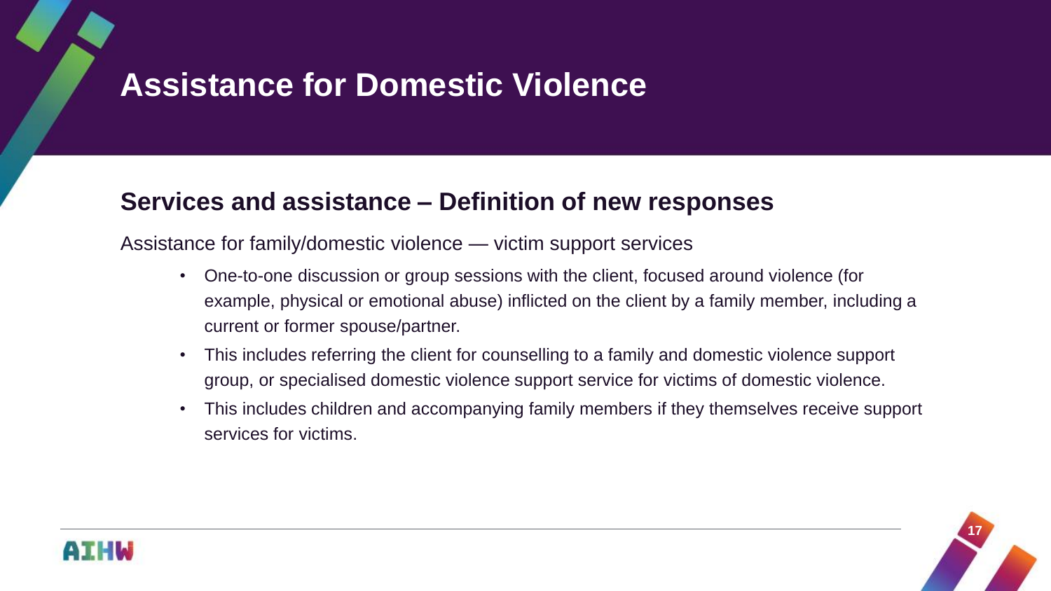# Assistance for Domestic Violence

## Services and assistance – Definition of new responses

Assistance for family/domestic violence — victim support services

- One-to-one discussion or group sessions with the client, focused around violence (for example, physical or emotional abuse) inflicted on the client by a family member, including a current or former spouse/partner.
- This includes referring the client for counselling to a family and domestic violence support group, or specialised domestic violence support service for victims of domestic violence.
- This includes children and accompanying family members if they themselves receive support services for victims.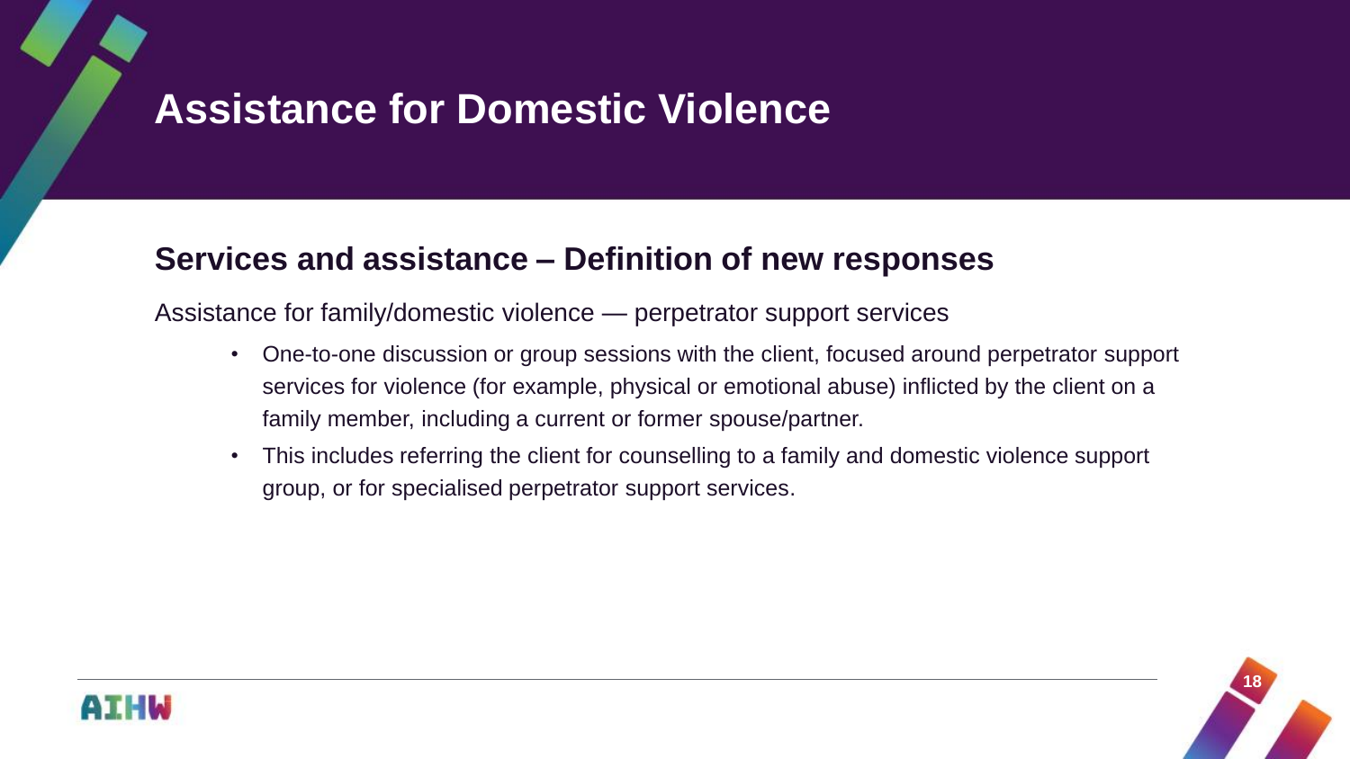# Assistance for Domestic Violence

## Services and assistance – Definition of new responses

Assistance for family/domestic violence — perpetrator support services

- One-to-one discussion or group sessions with the client, focused around perpetrator support services for violence (for example, physical or emotional abuse) inflicted by the client on a family member, including a current or former spouse/partner.
- This includes referring the client for counselling to a family and domestic violence support group, or for specialised perpetrator support services.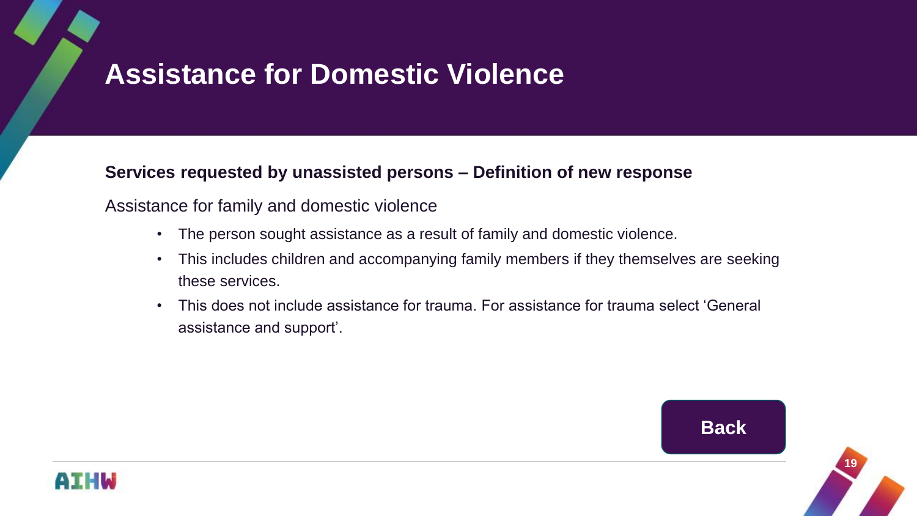# Assistance for Domestic Violence

**Services requested by unassisted persons – Definition of new response**

Assistance for family and domestic violence

- The person sought assistance as a result of family and domestic violence.
- This includes children and accompanying family members if they themselves are seeking these services.
- This does not include assistance for trauma. For assistance for trauma select 'General assistance and support'.

Back